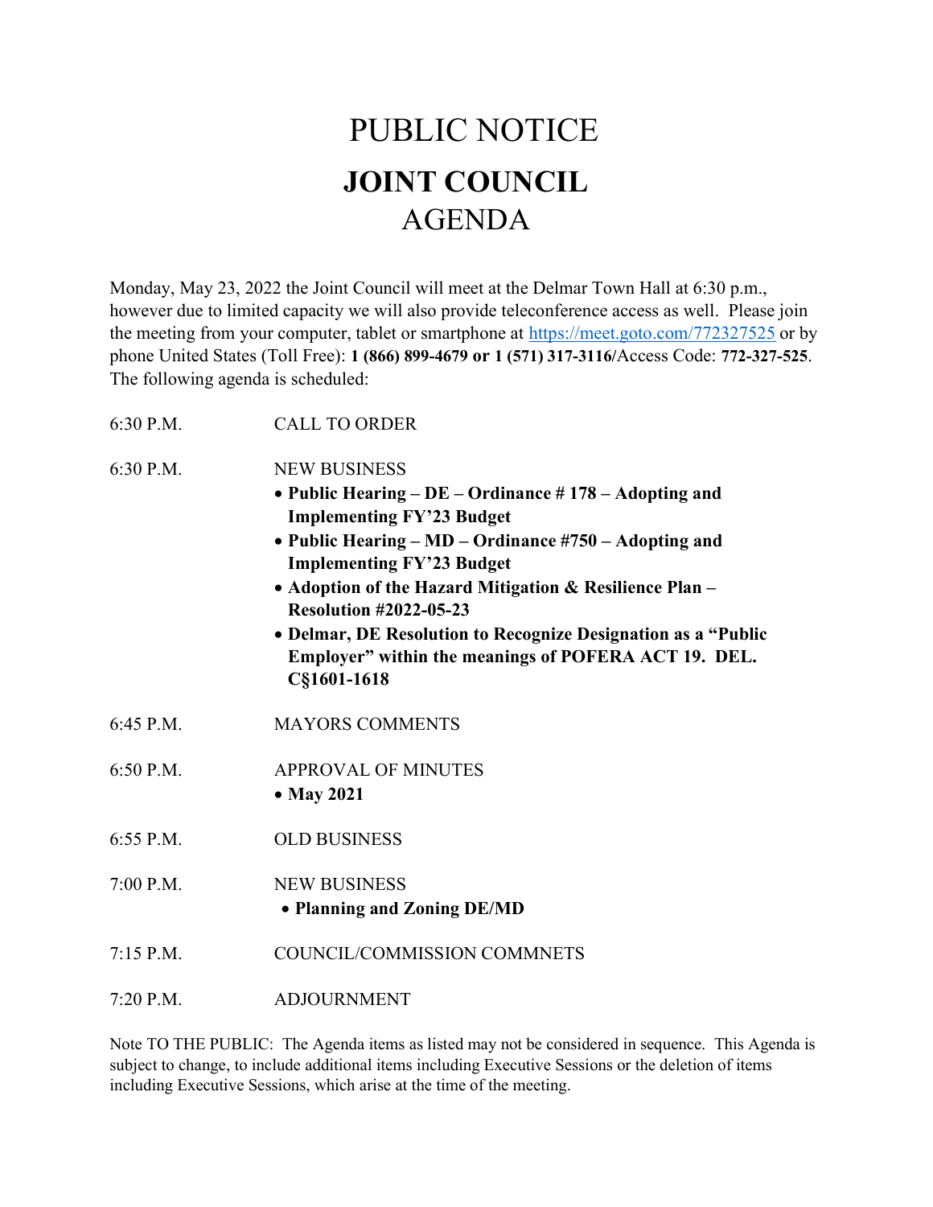# PUBLIC NOTICE

# **JOINT COUNCIL**

# AGENDA

Monday, May 23, 2022 the Joint Council will meet at the Delmar Town Hall at 6:30 p.m., however due to limited capacity we will also provide teleconference access as well. Please join the meeting from your computer, tablet or smartphone at https://meet.goto.com/772327525 or by phone United States (Toll Free): **1 (866) 899-4679 or 1 (571) 317-3116**/Access Code: **772-327-525**. The following agenda is scheduled:

| | |
|---|---|
| 6:30 P.M. | CALL TO ORDER |
| 6:30 P.M. | NEW BUSINESS<br>• **Public Hearing – DE – Ordinance # 178 – Adopting and Implementing FY'23 Budget**<br>• **Public Hearing – MD – Ordinance #750 – Adopting and Implementing FY'23 Budget**<br>• **Adoption of the Hazard Mitigation & Resilience Plan – Resolution #2022-05-23**<br>• **Delmar, DE Resolution to Recognize Designation as a "Public Employer" within the meanings of POFERA ACT 19. DEL. C§1601-1618** |
| 6:45 P.M. | MAYORS COMMENTS |
| 6:50 P.M. | APPROVAL OF MINUTES<br>• **May 2021** |
| 6:55 P.M. | OLD BUSINESS |
| 7:00 P.M. | NEW BUSINESS<br>• **Planning and Zoning DE/MD** |
| 7:15 P.M. | COUNCIL/COMMISSION COMMNETS |
| 7:20 P.M. | ADJOURNMENT |

Note TO THE PUBLIC: The Agenda items as listed may not be considered in sequence. This Agenda is subject to change, to include additional items including Executive Sessions or the deletion of items including Executive Sessions, which arise at the time of the meeting.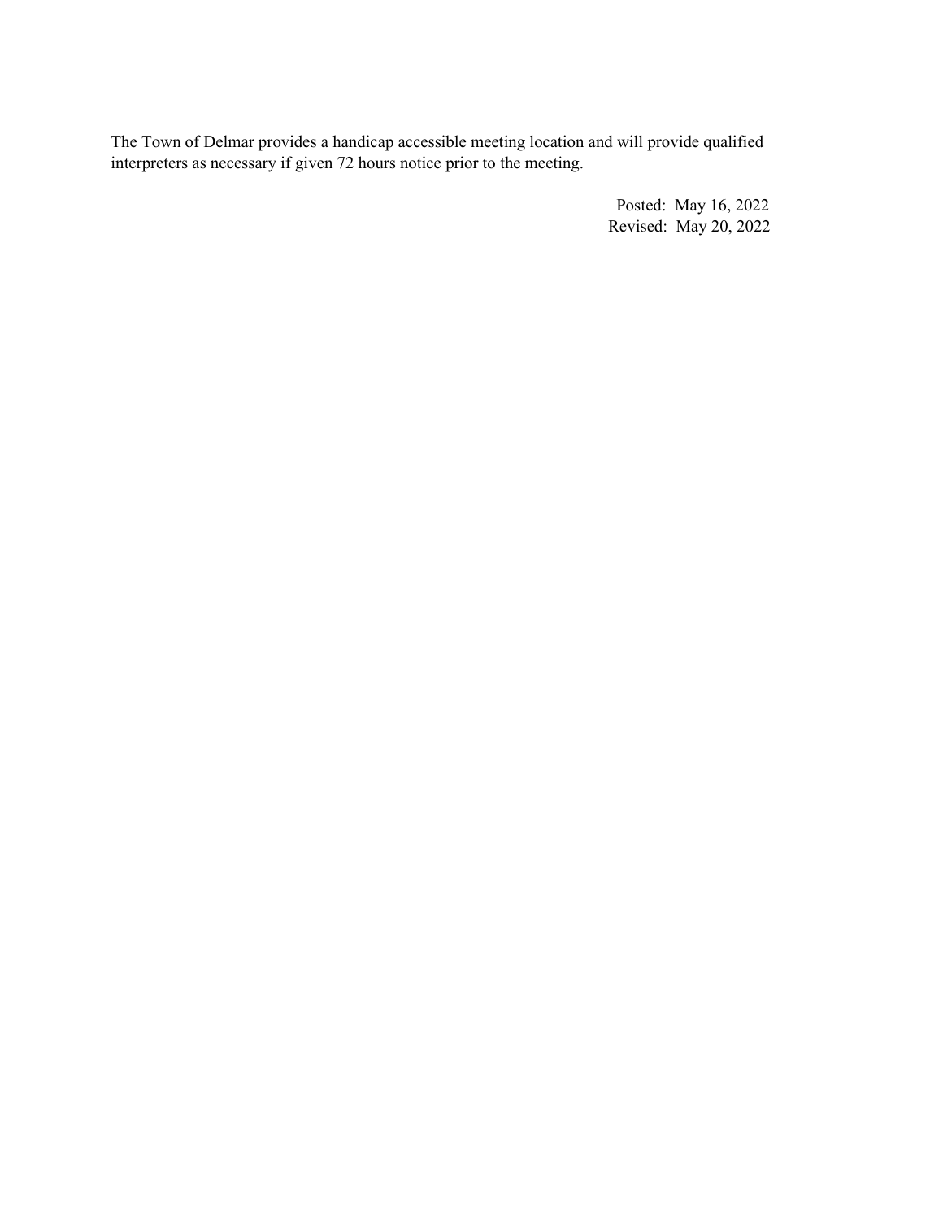The Town of Delmar provides a handicap accessible meeting location and will provide qualified interpreters as necessary if given 72 hours notice prior to the meeting.

Posted: May 16, 2022
Revised: May 20, 2022